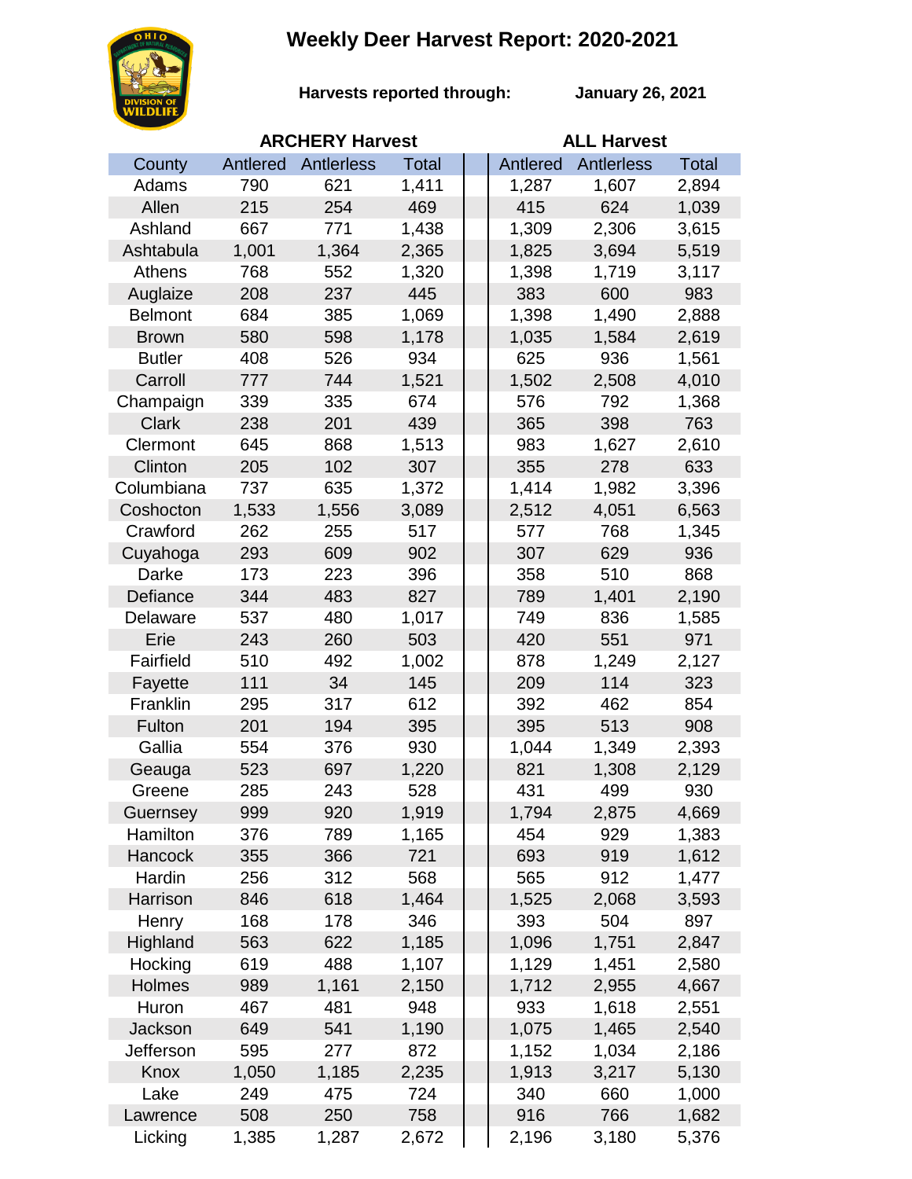# Weekly Deer Harvest Report: 2020-2021

**Harvests reported through:** **January 26, 2021**

| | ARCHERY Harvest | | | ALL Harvest | | |
|---|---|---|---|---|---|---|
| County | Antlered | Antlerless | Total | Antlered | Antlerless | Total |
| Adams | 790 | 621 | 1,411 | 1,287 | 1,607 | 2,894 |
| Allen | 215 | 254 | 469 | 415 | 624 | 1,039 |
| Ashland | 667 | 771 | 1,438 | 1,309 | 2,306 | 3,615 |
| Ashtabula | 1,001 | 1,364 | 2,365 | 1,825 | 3,694 | 5,519 |
| Athens | 768 | 552 | 1,320 | 1,398 | 1,719 | 3,117 |
| Auglaize | 208 | 237 | 445 | 383 | 600 | 983 |
| Belmont | 684 | 385 | 1,069 | 1,398 | 1,490 | 2,888 |
| Brown | 580 | 598 | 1,178 | 1,035 | 1,584 | 2,619 |
| Butler | 408 | 526 | 934 | 625 | 936 | 1,561 |
| Carroll | 777 | 744 | 1,521 | 1,502 | 2,508 | 4,010 |
| Champaign | 339 | 335 | 674 | 576 | 792 | 1,368 |
| Clark | 238 | 201 | 439 | 365 | 398 | 763 |
| Clermont | 645 | 868 | 1,513 | 983 | 1,627 | 2,610 |
| Clinton | 205 | 102 | 307 | 355 | 278 | 633 |
| Columbiana | 737 | 635 | 1,372 | 1,414 | 1,982 | 3,396 |
| Coshocton | 1,533 | 1,556 | 3,089 | 2,512 | 4,051 | 6,563 |
| Crawford | 262 | 255 | 517 | 577 | 768 | 1,345 |
| Cuyahoga | 293 | 609 | 902 | 307 | 629 | 936 |
| Darke | 173 | 223 | 396 | 358 | 510 | 868 |
| Defiance | 344 | 483 | 827 | 789 | 1,401 | 2,190 |
| Delaware | 537 | 480 | 1,017 | 749 | 836 | 1,585 |
| Erie | 243 | 260 | 503 | 420 | 551 | 971 |
| Fairfield | 510 | 492 | 1,002 | 878 | 1,249 | 2,127 |
| Fayette | 111 | 34 | 145 | 209 | 114 | 323 |
| Franklin | 295 | 317 | 612 | 392 | 462 | 854 |
| Fulton | 201 | 194 | 395 | 395 | 513 | 908 |
| Gallia | 554 | 376 | 930 | 1,044 | 1,349 | 2,393 |
| Geauga | 523 | 697 | 1,220 | 821 | 1,308 | 2,129 |
| Greene | 285 | 243 | 528 | 431 | 499 | 930 |
| Guernsey | 999 | 920 | 1,919 | 1,794 | 2,875 | 4,669 |
| Hamilton | 376 | 789 | 1,165 | 454 | 929 | 1,383 |
| Hancock | 355 | 366 | 721 | 693 | 919 | 1,612 |
| Hardin | 256 | 312 | 568 | 565 | 912 | 1,477 |
| Harrison | 846 | 618 | 1,464 | 1,525 | 2,068 | 3,593 |
| Henry | 168 | 178 | 346 | 393 | 504 | 897 |
| Highland | 563 | 622 | 1,185 | 1,096 | 1,751 | 2,847 |
| Hocking | 619 | 488 | 1,107 | 1,129 | 1,451 | 2,580 |
| Holmes | 989 | 1,161 | 2,150 | 1,712 | 2,955 | 4,667 |
| Huron | 467 | 481 | 948 | 933 | 1,618 | 2,551 |
| Jackson | 649 | 541 | 1,190 | 1,075 | 1,465 | 2,540 |
| Jefferson | 595 | 277 | 872 | 1,152 | 1,034 | 2,186 |
| Knox | 1,050 | 1,185 | 2,235 | 1,913 | 3,217 | 5,130 |
| Lake | 249 | 475 | 724 | 340 | 660 | 1,000 |
| Lawrence | 508 | 250 | 758 | 916 | 766 | 1,682 |
| Licking | 1,385 | 1,287 | 2,672 | 2,196 | 3,180 | 5,376 |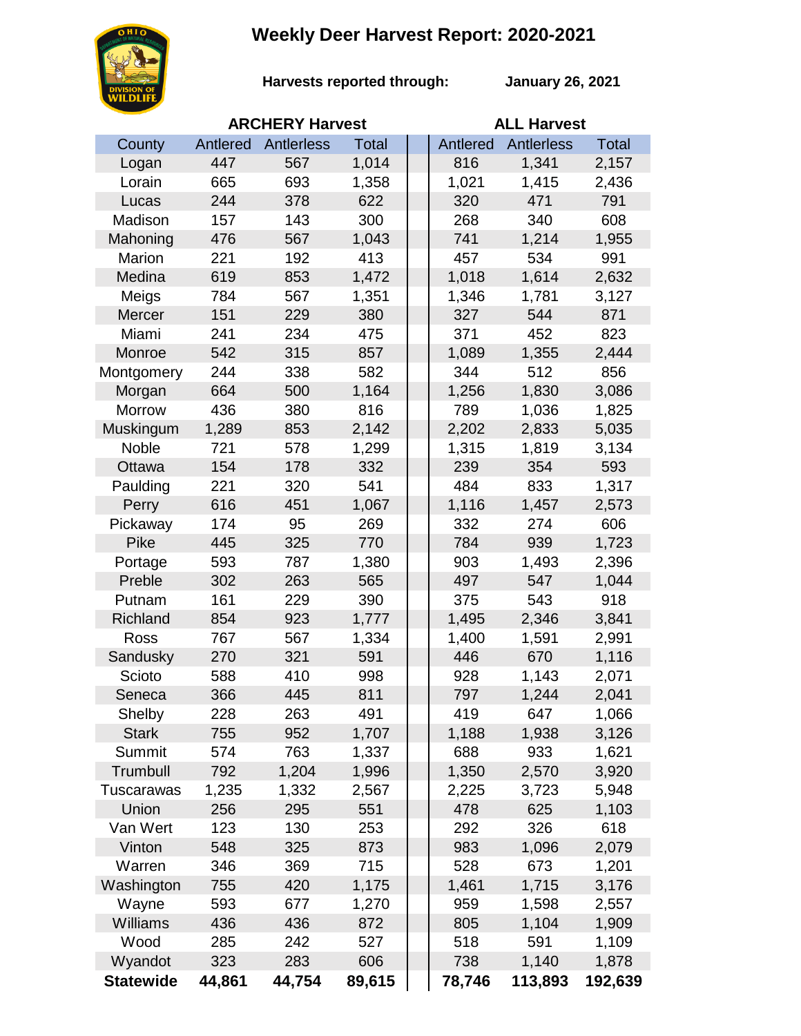# Weekly Deer Harvest Report: 2020-2021

**Harvests reported through:** **January 26, 2021**

| County | ARCHERY Harvest | | | ALL Harvest | | |
|---|---|---|---|---|---|---|
| | Antlered | Antlerless | Total | Antlered | Antlerless | Total |
| Logan | 447 | 567 | 1,014 | 816 | 1,341 | 2,157 |
| Lorain | 665 | 693 | 1,358 | 1,021 | 1,415 | 2,436 |
| Lucas | 244 | 378 | 622 | 320 | 471 | 791 |
| Madison | 157 | 143 | 300 | 268 | 340 | 608 |
| Mahoning | 476 | 567 | 1,043 | 741 | 1,214 | 1,955 |
| Marion | 221 | 192 | 413 | 457 | 534 | 991 |
| Medina | 619 | 853 | 1,472 | 1,018 | 1,614 | 2,632 |
| Meigs | 784 | 567 | 1,351 | 1,346 | 1,781 | 3,127 |
| Mercer | 151 | 229 | 380 | 327 | 544 | 871 |
| Miami | 241 | 234 | 475 | 371 | 452 | 823 |
| Monroe | 542 | 315 | 857 | 1,089 | 1,355 | 2,444 |
| Montgomery | 244 | 338 | 582 | 344 | 512 | 856 |
| Morgan | 664 | 500 | 1,164 | 1,256 | 1,830 | 3,086 |
| Morrow | 436 | 380 | 816 | 789 | 1,036 | 1,825 |
| Muskingum | 1,289 | 853 | 2,142 | 2,202 | 2,833 | 5,035 |
| Noble | 721 | 578 | 1,299 | 1,315 | 1,819 | 3,134 |
| Ottawa | 154 | 178 | 332 | 239 | 354 | 593 |
| Paulding | 221 | 320 | 541 | 484 | 833 | 1,317 |
| Perry | 616 | 451 | 1,067 | 1,116 | 1,457 | 2,573 |
| Pickaway | 174 | 95 | 269 | 332 | 274 | 606 |
| Pike | 445 | 325 | 770 | 784 | 939 | 1,723 |
| Portage | 593 | 787 | 1,380 | 903 | 1,493 | 2,396 |
| Preble | 302 | 263 | 565 | 497 | 547 | 1,044 |
| Putnam | 161 | 229 | 390 | 375 | 543 | 918 |
| Richland | 854 | 923 | 1,777 | 1,495 | 2,346 | 3,841 |
| Ross | 767 | 567 | 1,334 | 1,400 | 1,591 | 2,991 |
| Sandusky | 270 | 321 | 591 | 446 | 670 | 1,116 |
| Scioto | 588 | 410 | 998 | 928 | 1,143 | 2,071 |
| Seneca | 366 | 445 | 811 | 797 | 1,244 | 2,041 |
| Shelby | 228 | 263 | 491 | 419 | 647 | 1,066 |
| Stark | 755 | 952 | 1,707 | 1,188 | 1,938 | 3,126 |
| Summit | 574 | 763 | 1,337 | 688 | 933 | 1,621 |
| Trumbull | 792 | 1,204 | 1,996 | 1,350 | 2,570 | 3,920 |
| Tuscarawas | 1,235 | 1,332 | 2,567 | 2,225 | 3,723 | 5,948 |
| Union | 256 | 295 | 551 | 478 | 625 | 1,103 |
| Van Wert | 123 | 130 | 253 | 292 | 326 | 618 |
| Vinton | 548 | 325 | 873 | 983 | 1,096 | 2,079 |
| Warren | 346 | 369 | 715 | 528 | 673 | 1,201 |
| Washington | 755 | 420 | 1,175 | 1,461 | 1,715 | 3,176 |
| Wayne | 593 | 677 | 1,270 | 959 | 1,598 | 2,557 |
| Williams | 436 | 436 | 872 | 805 | 1,104 | 1,909 |
| Wood | 285 | 242 | 527 | 518 | 591 | 1,109 |
| Wyandot | 323 | 283 | 606 | 738 | 1,140 | 1,878 |
| **Statewide** | **44,861** | **44,754** | **89,615** | **78,746** | **113,893** | **192,639** |